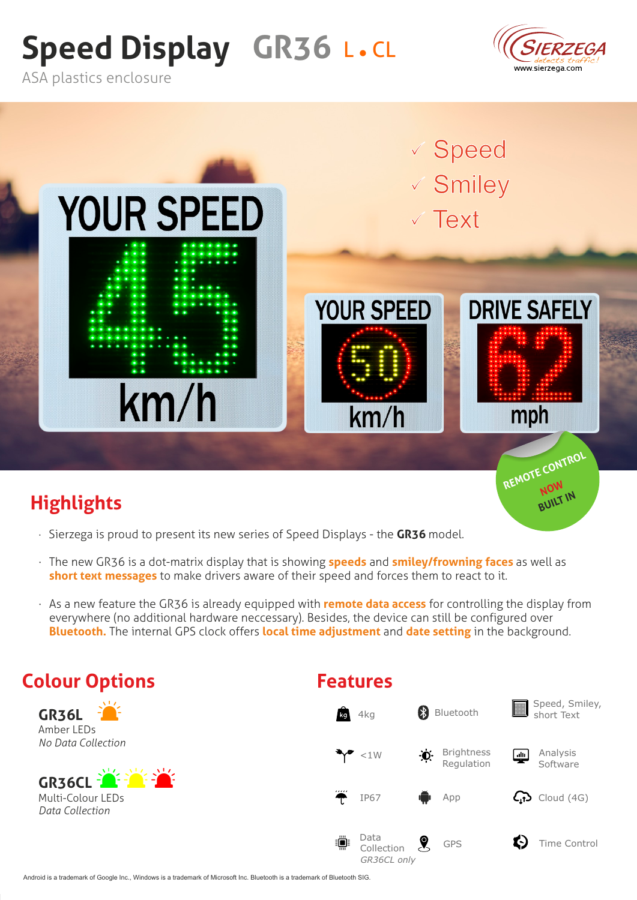# Speed Display GR36 L • CL

ASA plastics enclosure

SIERZEGA detects traffic!
www.sierzega.com

✓ Speed
✓ Smiley
✓ Text

REMOTE CONTROL NOW BUILT IN

## Highlights

- Sierzega is proud to present its new series of Speed Displays - the **GR36** model.
- The new GR36 is a dot-matrix display that is showing **speeds** and **smiley/frowning faces** as well as **short text messages** to make drivers aware of their speed and forces them to react to it.
- As a new feature the GR36 is already equipped with **remote data access** for controlling the display from everywhere (no additional hardware neccessary). Besides, the device can still be configured over **Bluetooth.** The internal GPS clock offers **local time adjustment** and **date setting** in the background.

## Colour Options

**GR36L**
Amber LEDs
*No Data Collection*

**GR36CL**
Multi-Colour LEDs
*Data Collection*

## Features

| | | |
|---|---|---|
| 4kg | Bluetooth | Speed, Smiley, short Text |
| <1W | Brightness Regulation | Analysis Software |
| IP67 | App | Cloud (4G) |
| Data Collection *GR36CL only* | GPS | Time Control |

Android is a trademark of Google Inc., Windows is a trademark of Microsoft Inc. Bluetooth is a trademark of Bluetooth SIG.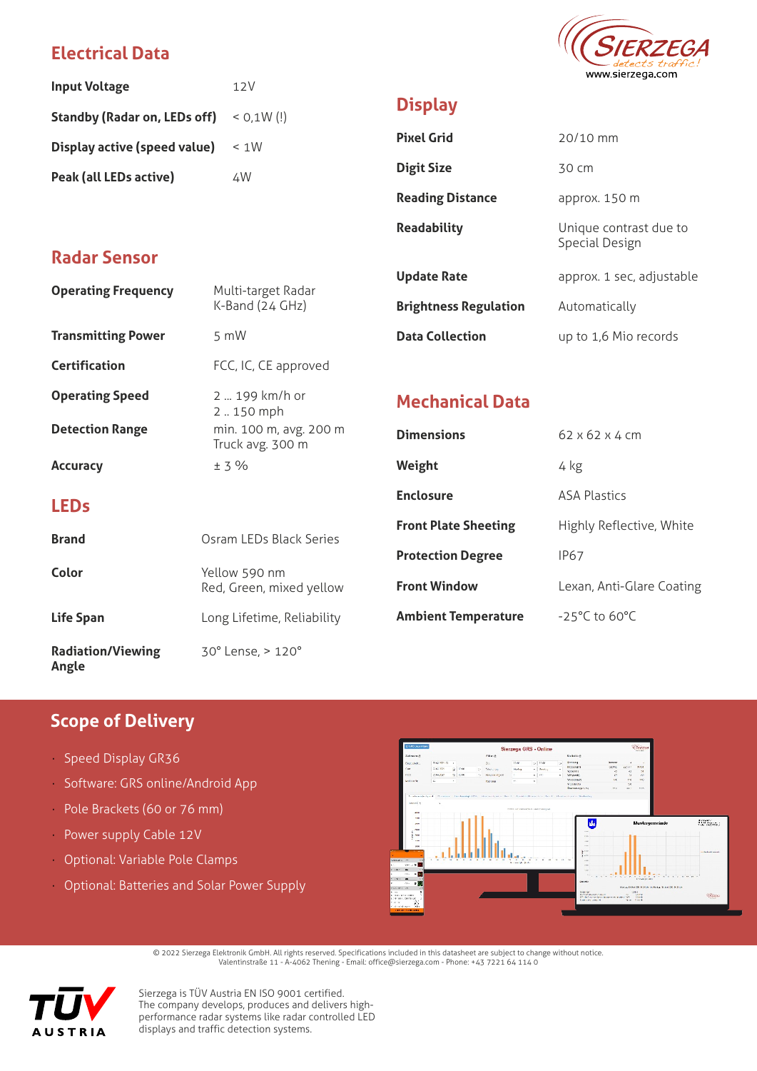## Electrical Data

| | |
|---|---|
| **Input Voltage** | 12V |
| **Standby (Radar on, LEDs off)** | < 0,1W (!) |
| **Display active (speed value)** | < 1W |
| **Peak (all LEDs active)** | 4W |

## Radar Sensor

| | |
|---|---|
| **Operating Frequency** | Multi-target Radar K-Band (24 GHz) |
| **Transmitting Power** | 5 mW |
| **Certification** | FCC, IC, CE approved |
| **Operating Speed** | 2 ... 199 km/h or 2 .. 150 mph |
| **Detection Range** | min. 100 m, avg. 200 m Truck avg. 300 m |
| **Accuracy** | ± 3 % |

## LEDs

| | |
|---|---|
| **Brand** | Osram LEDs Black Series |
| **Color** | Yellow 590 nm Red, Green, mixed yellow |
| **Life Span** | Long Lifetime, Reliability |
| **Radiation/Viewing Angle** | 30° Lense, > 120° |

## Display

| | |
|---|---|
| **Pixel Grid** | 20/10 mm |
| **Digit Size** | 30 cm |
| **Reading Distance** | approx. 150 m |
| **Readability** | Unique contrast due to Special Design |
| **Update Rate** | approx. 1 sec, adjustable |
| **Brightness Regulation** | Automatically |
| **Data Collection** | up to 1,6 Mio records |

## Mechanical Data

| | |
|---|---|
| **Dimensions** | 62 x 62 x 4 cm |
| **Weight** | 4 kg |
| **Enclosure** | ASA Plastics |
| **Front Plate Sheeting** | Highly Reflective, White |
| **Protection Degree** | IP67 |
| **Front Window** | Lexan, Anti-Glare Coating |
| **Ambient Temperature** | -25°C to 60°C |

## Scope of Delivery

- Speed Display GR36
- Software: GRS online/Android App
- Pole Brackets (60 or 76 mm)
- Power supply Cable 12V
- Optional: Variable Pole Clamps
- Optional: Batteries and Solar Power Supply

© 2022 Sierzega Elektronik GmbH. All rights reserved. Specifications included in this datasheet are subject to change without notice.
Valentinstraße 11 - A-4062 Thening - Email: office@sierzega.com - Phone: +43 7221 64 114 0

Sierzega is TÜV Austria EN ISO 9001 certified.
The company develops, produces and delivers high-performance radar systems like radar controlled LED displays and traffic detection systems.